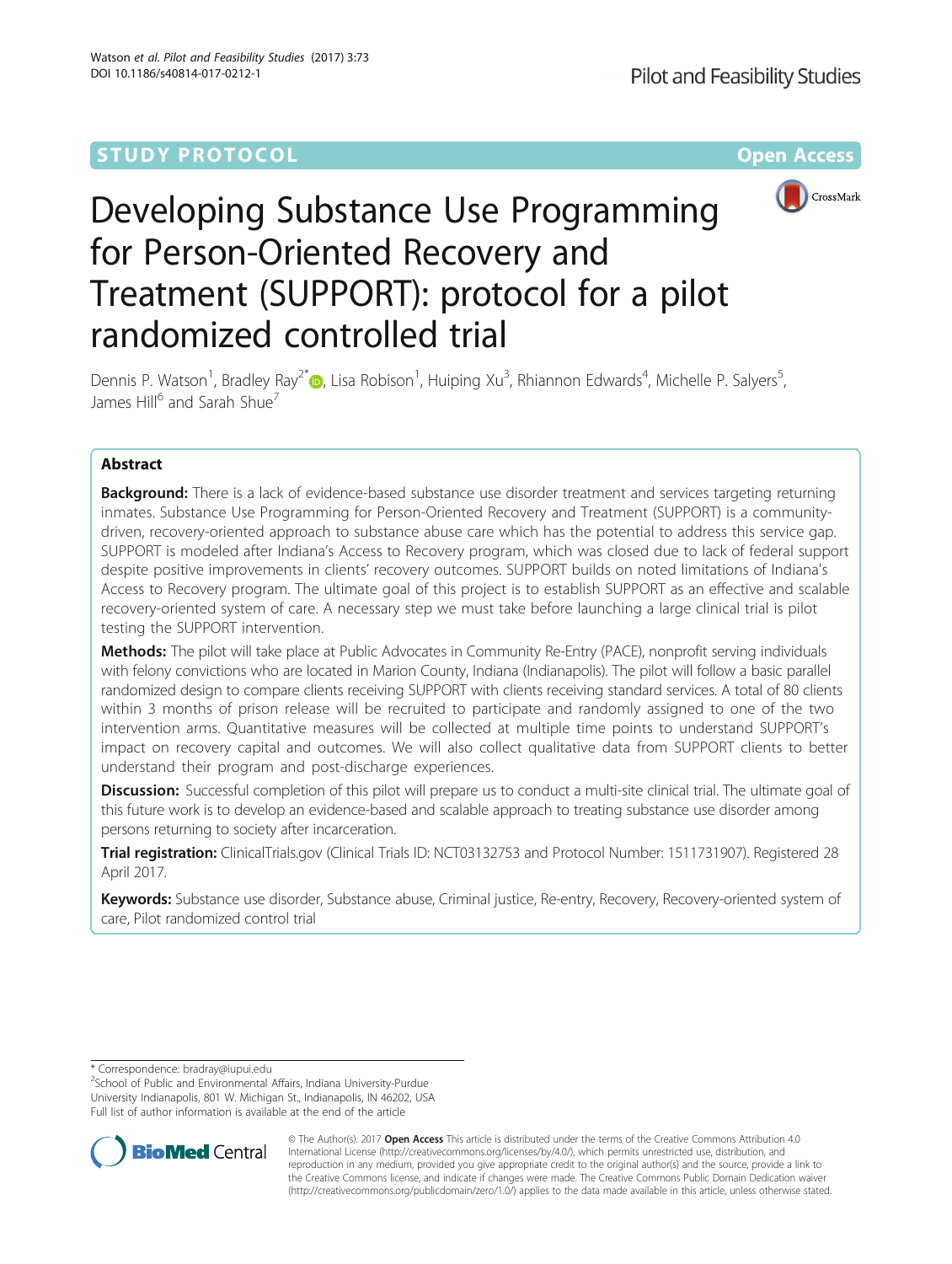STUDY PROTOCOL

Open Access

# Developing Substance Use Programming for Person-Oriented Recovery and Treatment (SUPPORT): protocol for a pilot randomized controlled trial

Dennis P. Watson[1], Bradley Ray[2*], Lisa Robison[1], Huiping Xu[3], Rhiannon Edwards[4], Michelle P. Salyers[5], James Hill[6] and Sarah Shue[7]

## Abstract

**Background:** There is a lack of evidence-based substance use disorder treatment and services targeting returning inmates. Substance Use Programming for Person-Oriented Recovery and Treatment (SUPPORT) is a community-driven, recovery-oriented approach to substance abuse care which has the potential to address this service gap. SUPPORT is modeled after Indiana's Access to Recovery program, which was closed due to lack of federal support despite positive improvements in clients' recovery outcomes. SUPPORT builds on noted limitations of Indiana's Access to Recovery program. The ultimate goal of this project is to establish SUPPORT as an effective and scalable recovery-oriented system of care. A necessary step we must take before launching a large clinical trial is pilot testing the SUPPORT intervention.

**Methods:** The pilot will take place at Public Advocates in Community Re-Entry (PACE), nonprofit serving individuals with felony convictions who are located in Marion County, Indiana (Indianapolis). The pilot will follow a basic parallel randomized design to compare clients receiving SUPPORT with clients receiving standard services. A total of 80 clients within 3 months of prison release will be recruited to participate and randomly assigned to one of the two intervention arms. Quantitative measures will be collected at multiple time points to understand SUPPORT's impact on recovery capital and outcomes. We will also collect qualitative data from SUPPORT clients to better understand their program and post-discharge experiences.

**Discussion:** Successful completion of this pilot will prepare us to conduct a multi-site clinical trial. The ultimate goal of this future work is to develop an evidence-based and scalable approach to treating substance use disorder among persons returning to society after incarceration.

**Trial registration:** ClinicalTrials.gov (Clinical Trials ID: NCT03132753 and Protocol Number: 1511731907). Registered 28 April 2017.

**Keywords:** Substance use disorder, Substance abuse, Criminal justice, Re-entry, Recovery, Recovery-oriented system of care, Pilot randomized control trial

---

\* Correspondence: bradray@iupui.edu
[2]School of Public and Environmental Affairs, Indiana University-Purdue University Indianapolis, 801 W. Michigan St., Indianapolis, IN 46202, USA
Full list of author information is available at the end of the article

© The Author(s). 2017 **Open Access** This article is distributed under the terms of the Creative Commons Attribution 4.0 International License (http://creativecommons.org/licenses/by/4.0/), which permits unrestricted use, distribution, and reproduction in any medium, provided you give appropriate credit to the original author(s) and the source, provide a link to the Creative Commons license, and indicate if changes were made. The Creative Commons Public Domain Dedication waiver (http://creativecommons.org/publicdomain/zero/1.0/) applies to the data made available in this article, unless otherwise stated.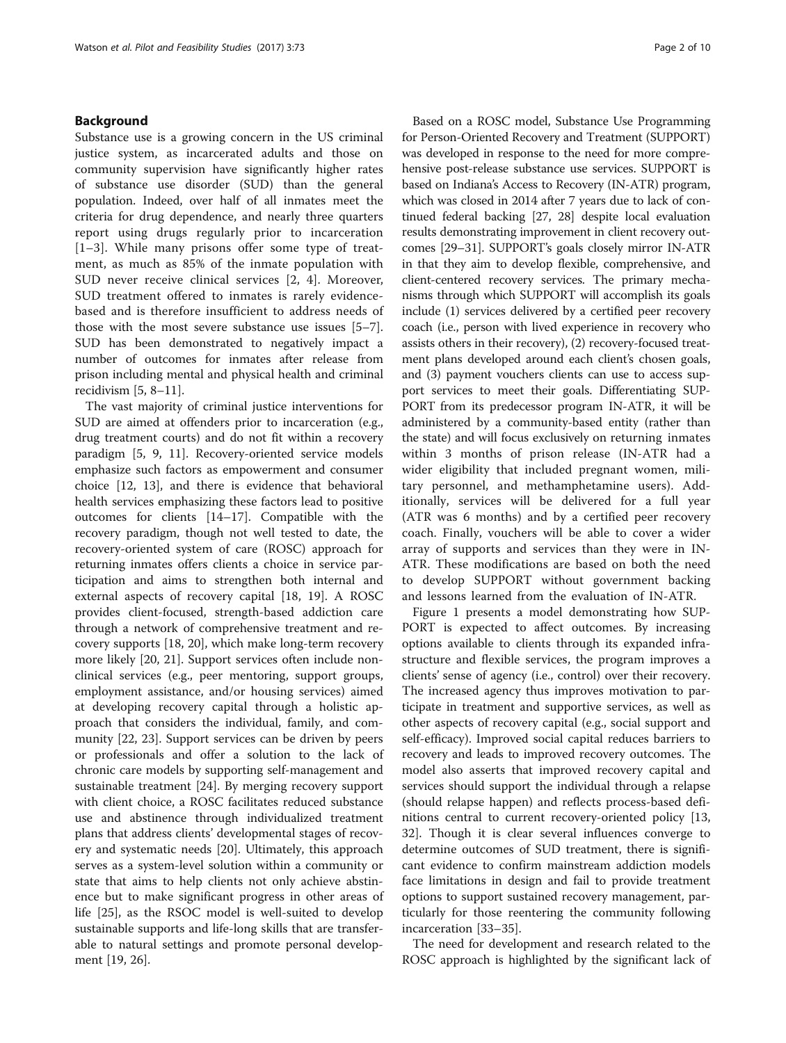## Background

Substance use is a growing concern in the US criminal justice system, as incarcerated adults and those on community supervision have significantly higher rates of substance use disorder (SUD) than the general population. Indeed, over half of all inmates meet the criteria for drug dependence, and nearly three quarters report using drugs regularly prior to incarceration [1–3]. While many prisons offer some type of treatment, as much as 85% of the inmate population with SUD never receive clinical services [2, 4]. Moreover, SUD treatment offered to inmates is rarely evidence-based and is therefore insufficient to address needs of those with the most severe substance use issues [5–7]. SUD has been demonstrated to negatively impact a number of outcomes for inmates after release from prison including mental and physical health and criminal recidivism [5, 8–11].

The vast majority of criminal justice interventions for SUD are aimed at offenders prior to incarceration (e.g., drug treatment courts) and do not fit within a recovery paradigm [5, 9, 11]. Recovery-oriented service models emphasize such factors as empowerment and consumer choice [12, 13], and there is evidence that behavioral health services emphasizing these factors lead to positive outcomes for clients [14–17]. Compatible with the recovery paradigm, though not well tested to date, the recovery-oriented system of care (ROSC) approach for returning inmates offers clients a choice in service participation and aims to strengthen both internal and external aspects of recovery capital [18, 19]. A ROSC provides client-focused, strength-based addiction care through a network of comprehensive treatment and recovery supports [18, 20], which make long-term recovery more likely [20, 21]. Support services often include non-clinical services (e.g., peer mentoring, support groups, employment assistance, and/or housing services) aimed at developing recovery capital through a holistic approach that considers the individual, family, and community [22, 23]. Support services can be driven by peers or professionals and offer a solution to the lack of chronic care models by supporting self-management and sustainable treatment [24]. By merging recovery support with client choice, a ROSC facilitates reduced substance use and abstinence through individualized treatment plans that address clients' developmental stages of recovery and systematic needs [20]. Ultimately, this approach serves as a system-level solution within a community or state that aims to help clients not only achieve abstinence but to make significant progress in other areas of life [25], as the RSOC model is well-suited to develop sustainable supports and life-long skills that are transferable to natural settings and promote personal development [19, 26].

Based on a ROSC model, Substance Use Programming for Person-Oriented Recovery and Treatment (SUPPORT) was developed in response to the need for more comprehensive post-release substance use services. SUPPORT is based on Indiana's Access to Recovery (IN-ATR) program, which was closed in 2014 after 7 years due to lack of continued federal backing [27, 28] despite local evaluation results demonstrating improvement in client recovery outcomes [29–31]. SUPPORT's goals closely mirror IN-ATR in that they aim to develop flexible, comprehensive, and client-centered recovery services. The primary mechanisms through which SUPPORT will accomplish its goals include (1) services delivered by a certified peer recovery coach (i.e., person with lived experience in recovery who assists others in their recovery), (2) recovery-focused treatment plans developed around each client's chosen goals, and (3) payment vouchers clients can use to access support services to meet their goals. Differentiating SUPPORT from its predecessor program IN-ATR, it will be administered by a community-based entity (rather than the state) and will focus exclusively on returning inmates within 3 months of prison release (IN-ATR had a wider eligibility that included pregnant women, military personnel, and methamphetamine users). Additionally, services will be delivered for a full year (ATR was 6 months) and by a certified peer recovery coach. Finally, vouchers will be able to cover a wider array of supports and services than they were in IN-ATR. These modifications are based on both the need to develop SUPPORT without government backing and lessons learned from the evaluation of IN-ATR.

Figure 1 presents a model demonstrating how SUPPORT is expected to affect outcomes. By increasing options available to clients through its expanded infrastructure and flexible services, the program improves a clients' sense of agency (i.e., control) over their recovery. The increased agency thus improves motivation to participate in treatment and supportive services, as well as other aspects of recovery capital (e.g., social support and self-efficacy). Improved social capital reduces barriers to recovery and leads to improved recovery outcomes. The model also asserts that improved recovery capital and services should support the individual through a relapse (should relapse happen) and reflects process-based definitions central to current recovery-oriented policy [13, 32]. Though it is clear several influences converge to determine outcomes of SUD treatment, there is significant evidence to confirm mainstream addiction models face limitations in design and fail to provide treatment options to support sustained recovery management, particularly for those reentering the community following incarceration [33–35].

The need for development and research related to the ROSC approach is highlighted by the significant lack of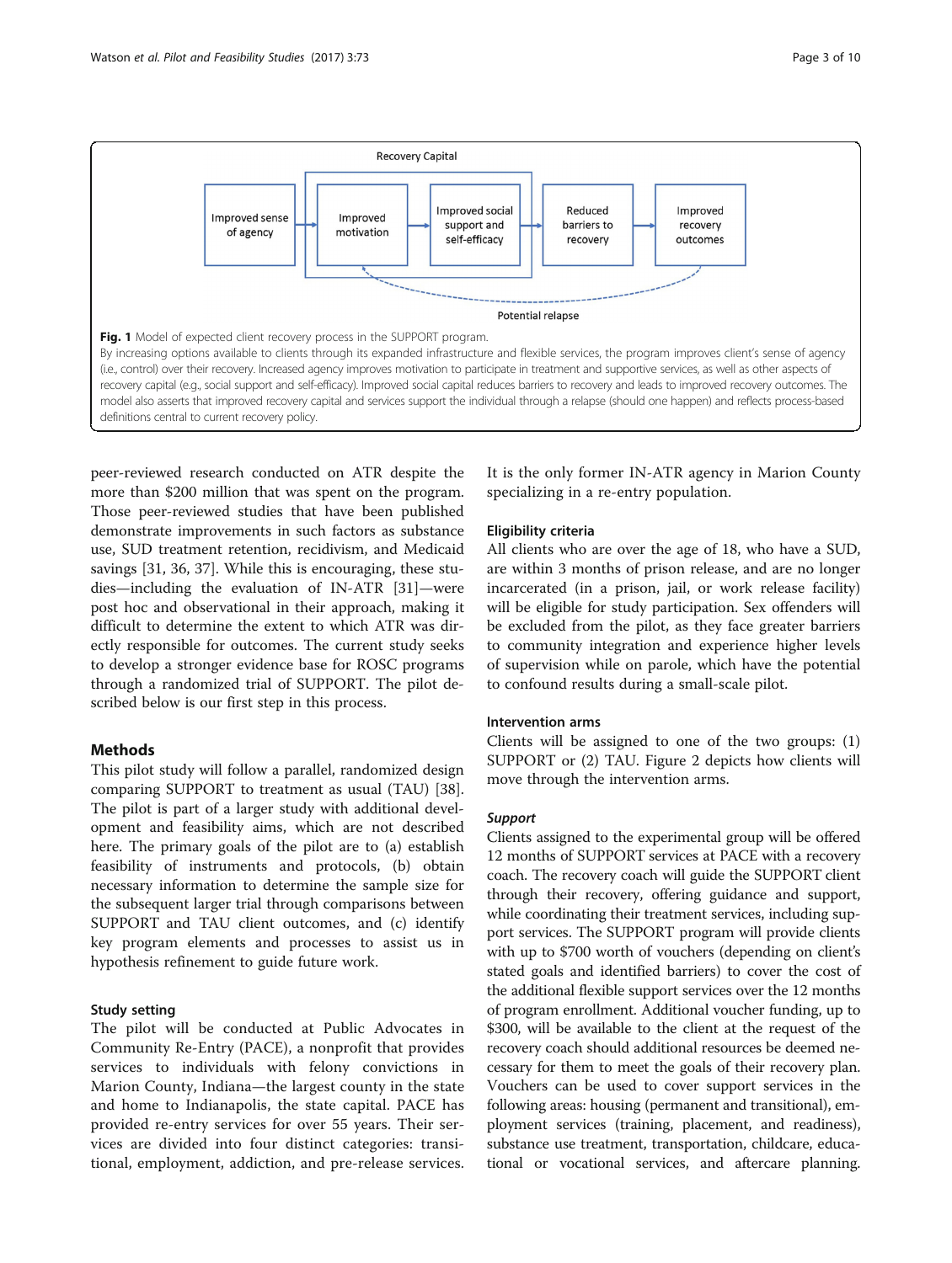Recovery Capital

Improved sense of agency → Improved motivation → Improved social support and self-efficacy → Reduced barriers to recovery → Improved recovery outcomes

Potential relapse

**Fig. 1** Model of expected client recovery process in the SUPPORT program.
By increasing options available to clients through its expanded infrastructure and flexible services, the program improves client's sense of agency (i.e., control) over their recovery. Increased agency improves motivation to participate in treatment and supportive services, as well as other aspects of recovery capital (e.g., social support and self-efficacy). Improved social capital reduces barriers to recovery and leads to improved recovery outcomes. The model also asserts that improved recovery capital and services support the individual through a relapse (should one happen) and reflects process-based definitions central to current recovery policy.

peer-reviewed research conducted on ATR despite the more than $200 million that was spent on the program. Those peer-reviewed studies that have been published demonstrate improvements in such factors as substance use, SUD treatment retention, recidivism, and Medicaid savings [31, 36, 37]. While this is encouraging, these studies—including the evaluation of IN-ATR [31]—were post hoc and observational in their approach, making it difficult to determine the extent to which ATR was directly responsible for outcomes. The current study seeks to develop a stronger evidence base for ROSC programs through a randomized trial of SUPPORT. The pilot described below is our first step in this process.

## Methods

This pilot study will follow a parallel, randomized design comparing SUPPORT to treatment as usual (TAU) [38]. The pilot is part of a larger study with additional development and feasibility aims, which are not described here. The primary goals of the pilot are to (a) establish feasibility of instruments and protocols, (b) obtain necessary information to determine the sample size for the subsequent larger trial through comparisons between SUPPORT and TAU client outcomes, and (c) identify key program elements and processes to assist us in hypothesis refinement to guide future work.

### Study setting

The pilot will be conducted at Public Advocates in Community Re-Entry (PACE), a nonprofit that provides services to individuals with felony convictions in Marion County, Indiana—the largest county in the state and home to Indianapolis, the state capital. PACE has provided re-entry services for over 55 years. Their services are divided into four distinct categories: transitional, employment, addiction, and pre-release services. It is the only former IN-ATR agency in Marion County specializing in a re-entry population.

### Eligibility criteria

All clients who are over the age of 18, who have a SUD, are within 3 months of prison release, and are no longer incarcerated (in a prison, jail, or work release facility) will be eligible for study participation. Sex offenders will be excluded from the pilot, as they face greater barriers to community integration and experience higher levels of supervision while on parole, which have the potential to confound results during a small-scale pilot.

### Intervention arms

Clients will be assigned to one of the two groups: (1) SUPPORT or (2) TAU. Figure 2 depicts how clients will move through the intervention arms.

#### *Support*

Clients assigned to the experimental group will be offered 12 months of SUPPORT services at PACE with a recovery coach. The recovery coach will guide the SUPPORT client through their recovery, offering guidance and support, while coordinating their treatment services, including support services. The SUPPORT program will provide clients with up to $700 worth of vouchers (depending on client's stated goals and identified barriers) to cover the cost of the additional flexible support services over the 12 months of program enrollment. Additional voucher funding, up to $300, will be available to the client at the request of the recovery coach should additional resources be deemed necessary for them to meet the goals of their recovery plan. Vouchers can be used to cover support services in the following areas: housing (permanent and transitional), employment services (training, placement, and readiness), substance use treatment, transportation, childcare, educational or vocational services, and aftercare planning.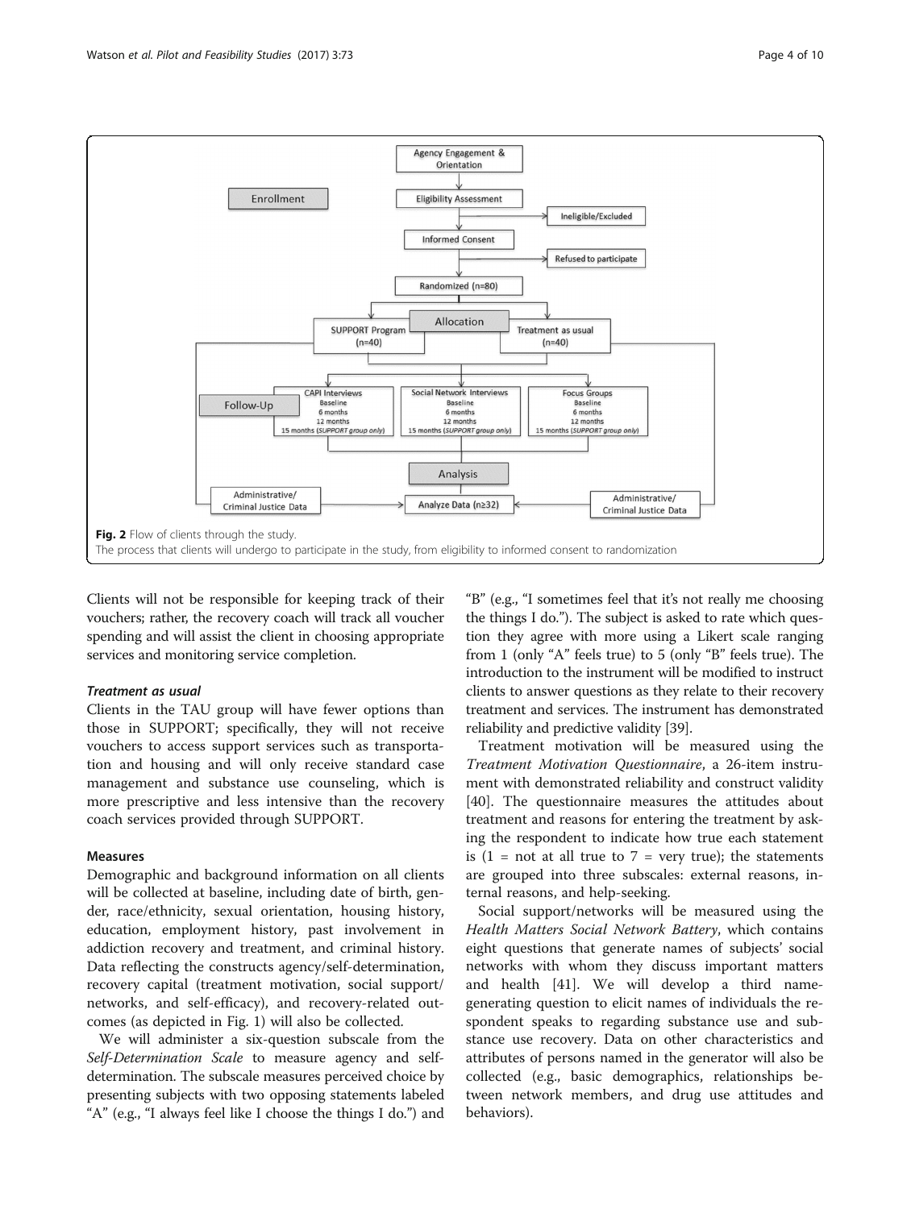**Fig. 2** Flow of clients through the study.
The process that clients will undergo to participate in the study, from eligibility to informed consent to randomization

Clients will not be responsible for keeping track of their vouchers; rather, the recovery coach will track all voucher spending and will assist the client in choosing appropriate services and monitoring service completion.

#### *Treatment as usual*

Clients in the TAU group will have fewer options than those in SUPPORT; specifically, they will not receive vouchers to access support services such as transportation and housing and will only receive standard case management and substance use counseling, which is more prescriptive and less intensive than the recovery coach services provided through SUPPORT.

### Measures

Demographic and background information on all clients will be collected at baseline, including date of birth, gender, race/ethnicity, sexual orientation, housing history, education, employment history, past involvement in addiction recovery and treatment, and criminal history. Data reflecting the constructs agency/self-determination, recovery capital (treatment motivation, social support/networks, and self-efficacy), and recovery-related outcomes (as depicted in Fig. 1) will also be collected.

We will administer a six-question subscale from the *Self-Determination Scale* to measure agency and self-determination. The subscale measures perceived choice by presenting subjects with two opposing statements labeled "A" (e.g., "I always feel like I choose the things I do.") and "B" (e.g., "I sometimes feel that it's not really me choosing the things I do."). The subject is asked to rate which question they agree with more using a Likert scale ranging from 1 (only "A" feels true) to 5 (only "B" feels true). The introduction to the instrument will be modified to instruct clients to answer questions as they relate to their recovery treatment and services. The instrument has demonstrated reliability and predictive validity [39].

Treatment motivation will be measured using the *Treatment Motivation Questionnaire*, a 26-item instrument with demonstrated reliability and construct validity [40]. The questionnaire measures the attitudes about treatment and reasons for entering the treatment by asking the respondent to indicate how true each statement is (1 = not at all true to 7 = very true); the statements are grouped into three subscales: external reasons, internal reasons, and help-seeking.

Social support/networks will be measured using the *Health Matters Social Network Battery*, which contains eight questions that generate names of subjects' social networks with whom they discuss important matters and health [41]. We will develop a third name-generating question to elicit names of individuals the respondent speaks to regarding substance use and substance use recovery. Data on other characteristics and attributes of persons named in the generator will also be collected (e.g., basic demographics, relationships between network members, and drug use attitudes and behaviors).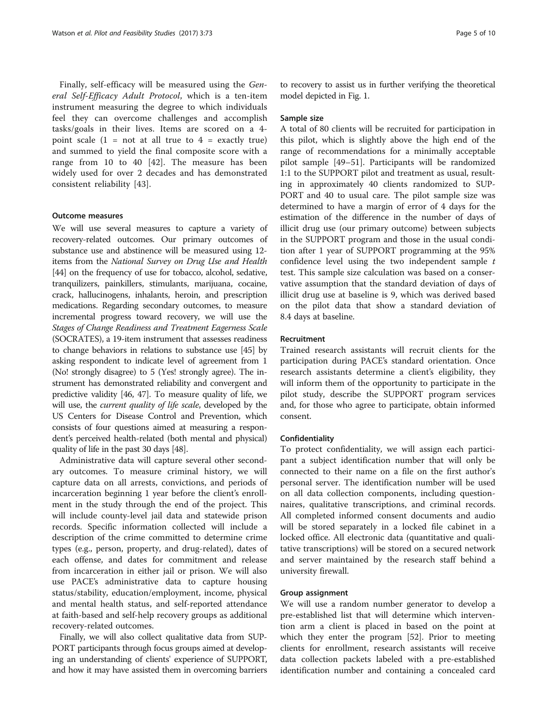Finally, self-efficacy will be measured using the *General Self-Efficacy Adult Protocol*, which is a ten-item instrument measuring the degree to which individuals feel they can overcome challenges and accomplish tasks/goals in their lives. Items are scored on a 4-point scale (1 = not at all true to 4 = exactly true) and summed to yield the final composite score with a range from 10 to 40 [42]. The measure has been widely used for over 2 decades and has demonstrated consistent reliability [43].

### Outcome measures

We will use several measures to capture a variety of recovery-related outcomes. Our primary outcomes of substance use and abstinence will be measured using 12-items from the *National Survey on Drug Use and Health* [44] on the frequency of use for tobacco, alcohol, sedative, tranquilizers, painkillers, stimulants, marijuana, cocaine, crack, hallucinogens, inhalants, heroin, and prescription medications. Regarding secondary outcomes, to measure incremental progress toward recovery, we will use the *Stages of Change Readiness and Treatment Eagerness Scale* (SOCRATES), a 19-item instrument that assesses readiness to change behaviors in relations to substance use [45] by asking respondent to indicate level of agreement from 1 (No! strongly disagree) to 5 (Yes! strongly agree). The instrument has demonstrated reliability and convergent and predictive validity [46, 47]. To measure quality of life, we will use, the *current quality of life scale*, developed by the US Centers for Disease Control and Prevention, which consists of four questions aimed at measuring a respondent's perceived health-related (both mental and physical) quality of life in the past 30 days [48].

Administrative data will capture several other secondary outcomes. To measure criminal history, we will capture data on all arrests, convictions, and periods of incarceration beginning 1 year before the client's enrollment in the study through the end of the project. This will include county-level jail data and statewide prison records. Specific information collected will include a description of the crime committed to determine crime types (e.g., person, property, and drug-related), dates of each offense, and dates for commitment and release from incarceration in either jail or prison. We will also use PACE's administrative data to capture housing status/stability, education/employment, income, physical and mental health status, and self-reported attendance at faith-based and self-help recovery groups as additional recovery-related outcomes.

Finally, we will also collect qualitative data from SUPPORT participants through focus groups aimed at developing an understanding of clients' experience of SUPPORT, and how it may have assisted them in overcoming barriers to recovery to assist us in further verifying the theoretical model depicted in Fig. 1.

### Sample size

A total of 80 clients will be recruited for participation in this pilot, which is slightly above the high end of the range of recommendations for a minimally acceptable pilot sample [49–51]. Participants will be randomized 1:1 to the SUPPORT pilot and treatment as usual, resulting in approximately 40 clients randomized to SUPPORT and 40 to usual care. The pilot sample size was determined to have a margin of error of 4 days for the estimation of the difference in the number of days of illicit drug use (our primary outcome) between subjects in the SUPPORT program and those in the usual condition after 1 year of SUPPORT programming at the 95% confidence level using the two independent sample $t$ test. This sample size calculation was based on a conservative assumption that the standard deviation of days of illicit drug use at baseline is 9, which was derived based on the pilot data that show a standard deviation of 8.4 days at baseline.

### Recruitment

Trained research assistants will recruit clients for the participation during PACE's standard orientation. Once research assistants determine a client's eligibility, they will inform them of the opportunity to participate in the pilot study, describe the SUPPORT program services and, for those who agree to participate, obtain informed consent.

### Confidentiality

To protect confidentiality, we will assign each participant a subject identification number that will only be connected to their name on a file on the first author's personal server. The identification number will be used on all data collection components, including questionnaires, qualitative transcriptions, and criminal records. All completed informed consent documents and audio will be stored separately in a locked file cabinet in a locked office. All electronic data (quantitative and qualitative transcriptions) will be stored on a secured network and server maintained by the research staff behind a university firewall.

### Group assignment

We will use a random number generator to develop a pre-established list that will determine which intervention arm a client is placed in based on the point at which they enter the program [52]. Prior to meeting clients for enrollment, research assistants will receive data collection packets labeled with a pre-established identification number and containing a concealed card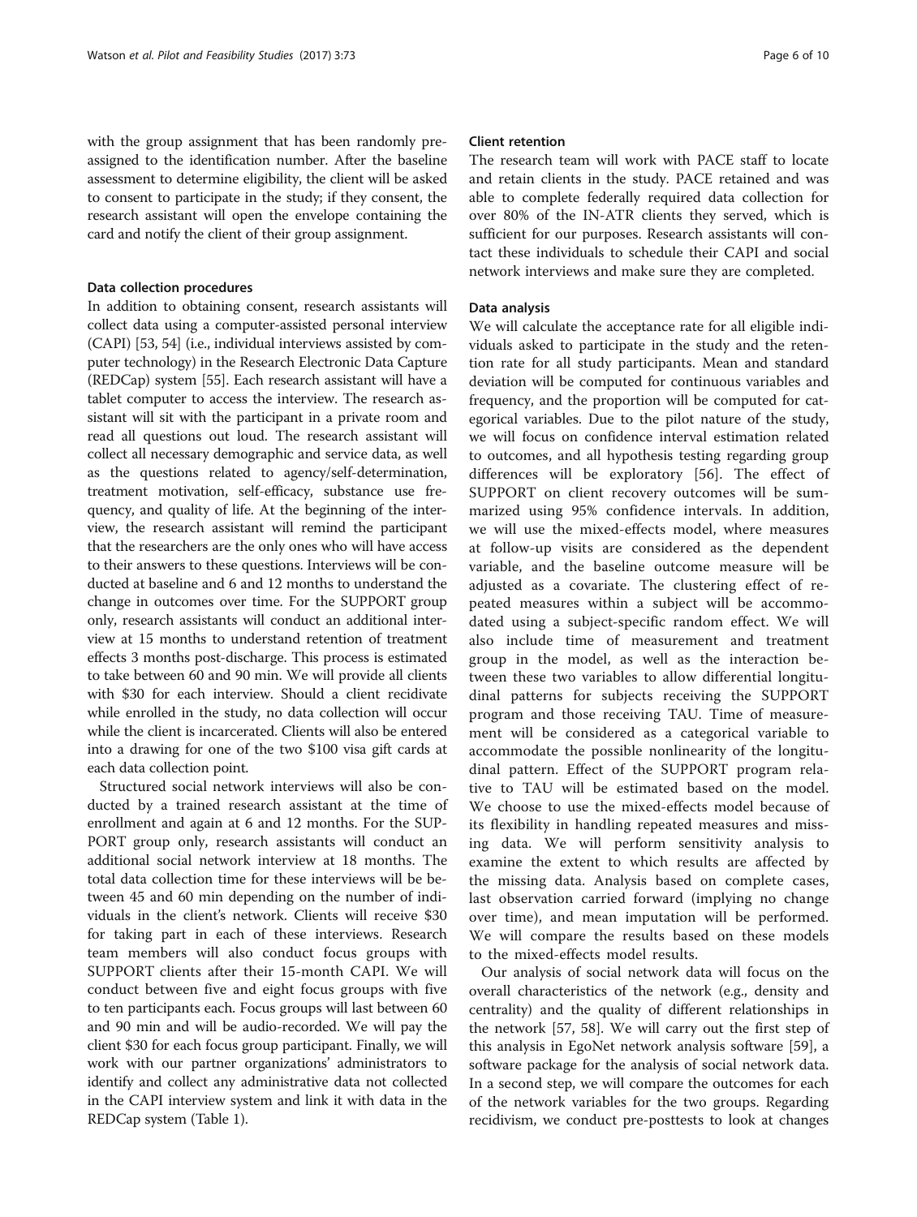with the group assignment that has been randomly preassigned to the identification number. After the baseline assessment to determine eligibility, the client will be asked to consent to participate in the study; if they consent, the research assistant will open the envelope containing the card and notify the client of their group assignment.

### Data collection procedures

In addition to obtaining consent, research assistants will collect data using a computer-assisted personal interview (CAPI) [53, 54] (i.e., individual interviews assisted by computer technology) in the Research Electronic Data Capture (REDCap) system [55]. Each research assistant will have a tablet computer to access the interview. The research assistant will sit with the participant in a private room and read all questions out loud. The research assistant will collect all necessary demographic and service data, as well as the questions related to agency/self-determination, treatment motivation, self-efficacy, substance use frequency, and quality of life. At the beginning of the interview, the research assistant will remind the participant that the researchers are the only ones who will have access to their answers to these questions. Interviews will be conducted at baseline and 6 and 12 months to understand the change in outcomes over time. For the SUPPORT group only, research assistants will conduct an additional interview at 15 months to understand retention of treatment effects 3 months post-discharge. This process is estimated to take between 60 and 90 min. We will provide all clients with $30 for each interview. Should a client recidivate while enrolled in the study, no data collection will occur while the client is incarcerated. Clients will also be entered into a drawing for one of the two $100 visa gift cards at each data collection point.

Structured social network interviews will also be conducted by a trained research assistant at the time of enrollment and again at 6 and 12 months. For the SUPPORT group only, research assistants will conduct an additional social network interview at 18 months. The total data collection time for these interviews will be between 45 and 60 min depending on the number of individuals in the client's network. Clients will receive $30 for taking part in each of these interviews. Research team members will also conduct focus groups with SUPPORT clients after their 15-month CAPI. We will conduct between five and eight focus groups with five to ten participants each. Focus groups will last between 60 and 90 min and will be audio-recorded. We will pay the client $30 for each focus group participant. Finally, we will work with our partner organizations' administrators to identify and collect any administrative data not collected in the CAPI interview system and link it with data in the REDCap system (Table 1).

### Client retention

The research team will work with PACE staff to locate and retain clients in the study. PACE retained and was able to complete federally required data collection for over 80% of the IN-ATR clients they served, which is sufficient for our purposes. Research assistants will contact these individuals to schedule their CAPI and social network interviews and make sure they are completed.

### Data analysis

We will calculate the acceptance rate for all eligible individuals asked to participate in the study and the retention rate for all study participants. Mean and standard deviation will be computed for continuous variables and frequency, and the proportion will be computed for categorical variables. Due to the pilot nature of the study, we will focus on confidence interval estimation related to outcomes, and all hypothesis testing regarding group differences will be exploratory [56]. The effect of SUPPORT on client recovery outcomes will be summarized using 95% confidence intervals. In addition, we will use the mixed-effects model, where measures at follow-up visits are considered as the dependent variable, and the baseline outcome measure will be adjusted as a covariate. The clustering effect of repeated measures within a subject will be accommodated using a subject-specific random effect. We will also include time of measurement and treatment group in the model, as well as the interaction between these two variables to allow differential longitudinal patterns for subjects receiving the SUPPORT program and those receiving TAU. Time of measurement will be considered as a categorical variable to accommodate the possible nonlinearity of the longitudinal pattern. Effect of the SUPPORT program relative to TAU will be estimated based on the model. We choose to use the mixed-effects model because of its flexibility in handling repeated measures and missing data. We will perform sensitivity analysis to examine the extent to which results are affected by the missing data. Analysis based on complete cases, last observation carried forward (implying no change over time), and mean imputation will be performed. We will compare the results based on these models to the mixed-effects model results.

Our analysis of social network data will focus on the overall characteristics of the network (e.g., density and centrality) and the quality of different relationships in the network [57, 58]. We will carry out the first step of this analysis in EgoNet network analysis software [59], a software package for the analysis of social network data. In a second step, we will compare the outcomes for each of the network variables for the two groups. Regarding recidivism, we conduct pre-posttests to look at changes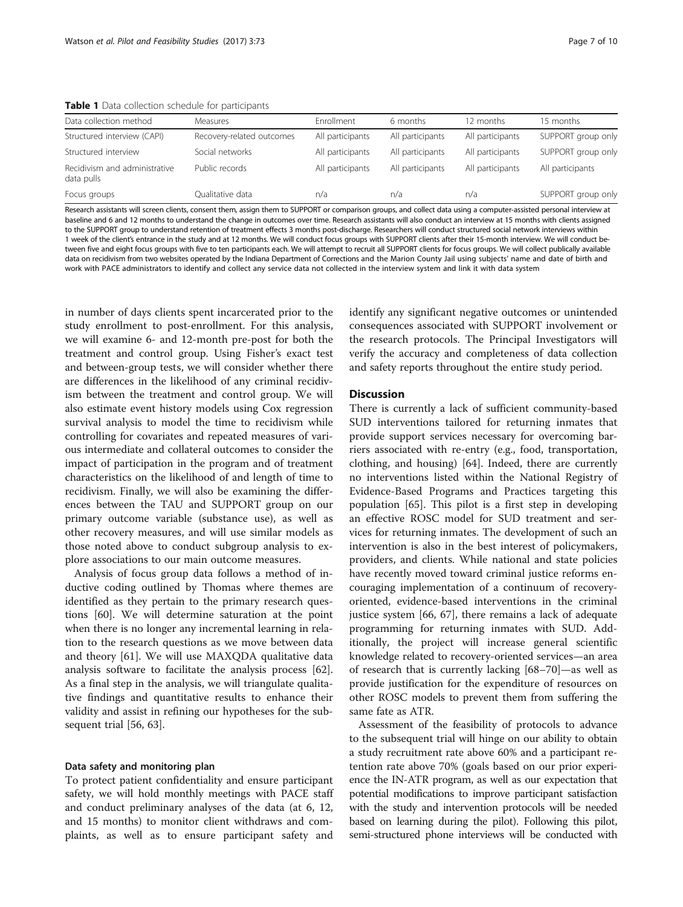**Table 1** Data collection schedule for participants

| Data collection method | Measures | Enrollment | 6 months | 12 months | 15 months |
|---|---|---|---|---|---|
| Structured interview (CAPI) | Recovery-related outcomes | All participants | All participants | All participants | SUPPORT group only |
| Structured interview | Social networks | All participants | All participants | All participants | SUPPORT group only |
| Recidivism and administrative data pulls | Public records | All participants | All participants | All participants | All participants |
| Focus groups | Qualitative data | n/a | n/a | n/a | SUPPORT group only |

Research assistants will screen clients, consent them, assign them to SUPPORT or comparison groups, and collect data using a computer-assisted personal interview at baseline and 6 and 12 months to understand the change in outcomes over time. Research assistants will also conduct an interview at 15 months with clients assigned to the SUPPORT group to understand retention of treatment effects 3 months post-discharge. Researchers will conduct structured social network interviews within 1 week of the client's entrance in the study and at 12 months. We will conduct focus groups with SUPPORT clients after their 15-month interview. We will conduct between five and eight focus groups with five to ten participants each. We will attempt to recruit all SUPPORT clients for focus groups. We will collect publically available data on recidivism from two websites operated by the Indiana Department of Corrections and the Marion County Jail using subjects' name and date of birth and work with PACE administrators to identify and collect any service data not collected in the interview system and link it with data system

in number of days clients spent incarcerated prior to the study enrollment to post-enrollment. For this analysis, we will examine 6- and 12-month pre-post for both the treatment and control group. Using Fisher's exact test and between-group tests, we will consider whether there are differences in the likelihood of any criminal recidivism between the treatment and control group. We will also estimate event history models using Cox regression survival analysis to model the time to recidivism while controlling for covariates and repeated measures of various intermediate and collateral outcomes to consider the impact of participation in the program and of treatment characteristics on the likelihood of and length of time to recidivism. Finally, we will also be examining the differences between the TAU and SUPPORT group on our primary outcome variable (substance use), as well as other recovery measures, and will use similar models as those noted above to conduct subgroup analysis to explore associations to our main outcome measures.

Analysis of focus group data follows a method of inductive coding outlined by Thomas where themes are identified as they pertain to the primary research questions [60]. We will determine saturation at the point when there is no longer any incremental learning in relation to the research questions as we move between data and theory [61]. We will use MAXQDA qualitative data analysis software to facilitate the analysis process [62]. As a final step in the analysis, we will triangulate qualitative findings and quantitative results to enhance their validity and assist in refining our hypotheses for the subsequent trial [56, 63].

### Data safety and monitoring plan

To protect patient confidentiality and ensure participant safety, we will hold monthly meetings with PACE staff and conduct preliminary analyses of the data (at 6, 12, and 15 months) to monitor client withdraws and complaints, as well as to ensure participant safety and identify any significant negative outcomes or unintended consequences associated with SUPPORT involvement or the research protocols. The Principal Investigators will verify the accuracy and completeness of data collection and safety reports throughout the entire study period.

## Discussion

There is currently a lack of sufficient community-based SUD interventions tailored for returning inmates that provide support services necessary for overcoming barriers associated with re-entry (e.g., food, transportation, clothing, and housing) [64]. Indeed, there are currently no interventions listed within the National Registry of Evidence-Based Programs and Practices targeting this population [65]. This pilot is a first step in developing an effective ROSC model for SUD treatment and services for returning inmates. The development of such an intervention is also in the best interest of policymakers, providers, and clients. While national and state policies have recently moved toward criminal justice reforms encouraging implementation of a continuum of recovery-oriented, evidence-based interventions in the criminal justice system [66, 67], there remains a lack of adequate programming for returning inmates with SUD. Additionally, the project will increase general scientific knowledge related to recovery-oriented services—an area of research that is currently lacking [68–70]—as well as provide justification for the expenditure of resources on other ROSC models to prevent them from suffering the same fate as ATR.

Assessment of the feasibility of protocols to advance to the subsequent trial will hinge on our ability to obtain a study recruitment rate above 60% and a participant retention rate above 70% (goals based on our prior experience the IN-ATR program, as well as our expectation that potential modifications to improve participant satisfaction with the study and intervention protocols will be needed based on learning during the pilot). Following this pilot, semi-structured phone interviews will be conducted with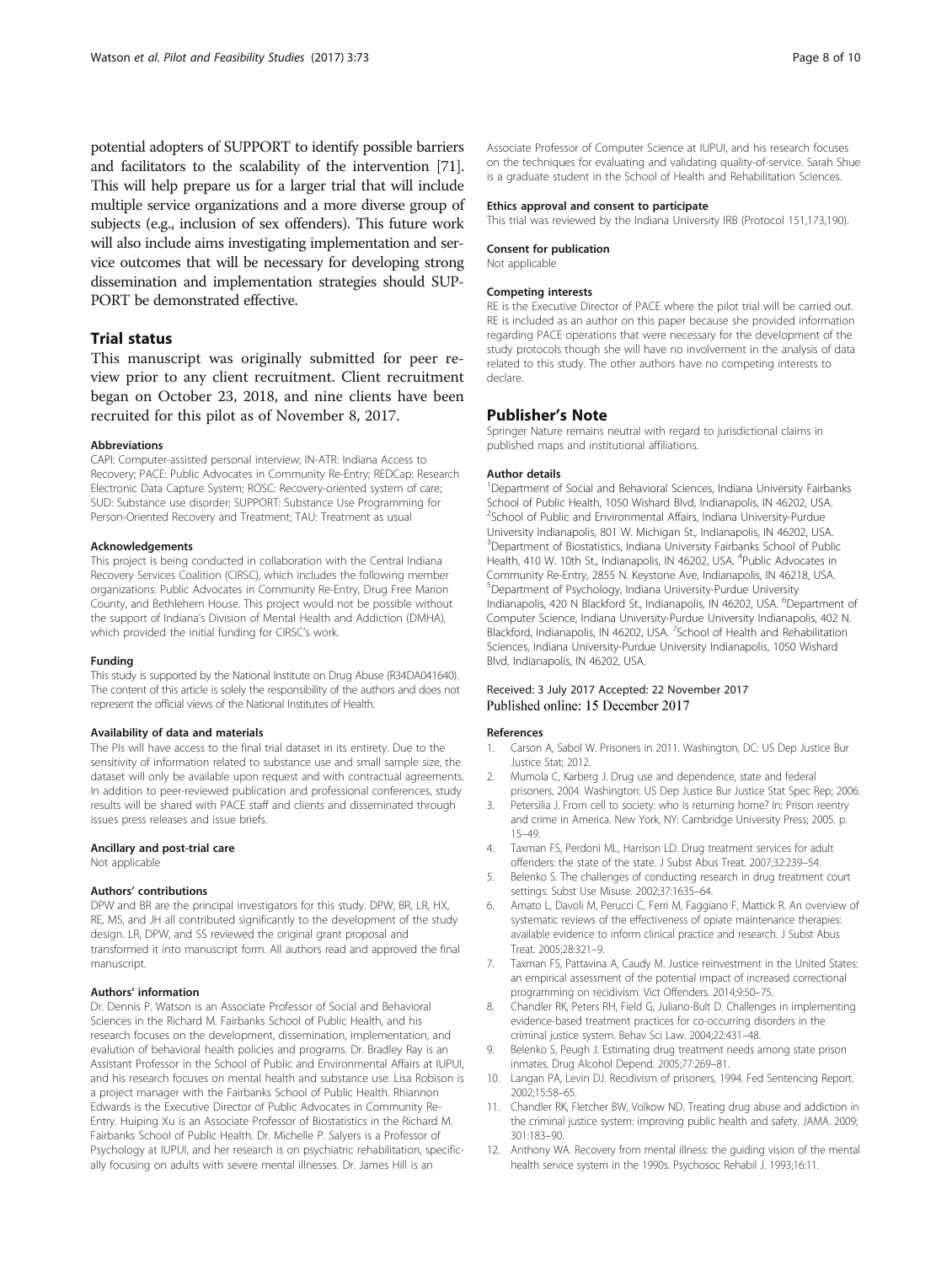potential adopters of SUPPORT to identify possible barriers and facilitators to the scalability of the intervention [71]. This will help prepare us for a larger trial that will include multiple service organizations and a more diverse group of subjects (e.g., inclusion of sex offenders). This future work will also include aims investigating implementation and service outcomes that will be necessary for developing strong dissemination and implementation strategies should SUPPORT be demonstrated effective.

## Trial status

This manuscript was originally submitted for peer review prior to any client recruitment. Client recruitment began on October 23, 2018, and nine clients have been recruited for this pilot as of November 8, 2017.

#### Abbreviations

CAPI: Computer-assisted personal interview; IN-ATR: Indiana Access to Recovery; PACE: Public Advocates in Community Re-Entry; REDCap: Research Electronic Data Capture System; ROSC: Recovery-oriented system of care; SUD: Substance use disorder; SUPPORT: Substance Use Programming for Person-Oriented Recovery and Treatment; TAU: Treatment as usual

#### Acknowledgements

This project is being conducted in collaboration with the Central Indiana Recovery Services Coalition (CIRSC), which includes the following member organizations: Public Advocates in Community Re-Entry, Drug Free Marion County, and Bethlehem House. This project would not be possible without the support of Indiana's Division of Mental Health and Addiction (DMHA), which provided the initial funding for CIRSC's work.

#### Funding

This study is supported by the National Institute on Drug Abuse (R34DA041640). The content of this article is solely the responsibility of the authors and does not represent the official views of the National Institutes of Health.

#### Availability of data and materials

The PIs will have access to the final trial dataset in its entirety. Due to the sensitivity of information related to substance use and small sample size, the dataset will only be available upon request and with contractual agreements. In addition to peer-reviewed publication and professional conferences, study results will be shared with PACE staff and clients and disseminated through issues press releases and issue briefs.

#### Ancillary and post-trial care

Not applicable

#### Authors' contributions

DPW and BR are the principal investigators for this study. DPW, BR, LR, HX, RE, MS, and JH all contributed significantly to the development of the study design. LR, DPW, and SS reviewed the original grant proposal and transformed it into manuscript form. All authors read and approved the final manuscript.

#### Authors' information

Dr. Dennis P. Watson is an Associate Professor of Social and Behavioral Sciences in the Richard M. Fairbanks School of Public Health, and his research focuses on the development, dissemination, implementation, and evalution of behavioral health policies and programs. Dr. Bradley Ray is an Assistant Professor in the School of Public and Environmental Affairs at IUPUI, and his research focuses on mental health and substance use. Lisa Robison is a project manager with the Fairbanks School of Public Health. Rhiannon Edwards is the Executive Director of Public Advocates in Community Re-Entry. Huiping Xu is an Associate Professor of Biostatistics in the Richard M. Fairbanks School of Public Health. Dr. Michelle P. Salyers is a Professor of Psychology at IUPUI, and her research is on psychiatric rehabilitation, specifically focusing on adults with severe mental illnesses. Dr. James Hill is an Associate Professor of Computer Science at IUPUI, and his research focuses on the techniques for evaluating and validating quality-of-service. Sarah Shue is a graduate student in the School of Health and Rehabilitation Sciences.

#### Ethics approval and consent to participate

This trial was reviewed by the Indiana University IRB (Protocol 151,173,190).

#### Consent for publication

Not applicable

#### Competing interests

RE is the Executive Director of PACE where the pilot trial will be carried out. RE is included as an author on this paper because she provided information regarding PACE operations that were necessary for the development of the study protocols though she will have no involvement in the analysis of data related to this study. The other authors have no competing interests to declare.

## Publisher's Note

Springer Nature remains neutral with regard to jurisdictional claims in published maps and institutional affiliations.

#### Author details

[1]Department of Social and Behavioral Sciences, Indiana University Fairbanks School of Public Health, 1050 Wishard Blvd, Indianapolis, IN 46202, USA. [2]School of Public and Environmental Affairs, Indiana University-Purdue University Indianapolis, 801 W. Michigan St., Indianapolis, IN 46202, USA. [3]Department of Biostatistics, Indiana University Fairbanks School of Public Health, 410 W. 10th St., Indianapolis, IN 46202, USA. [4]Public Advocates in Community Re-Entry, 2855 N. Keystone Ave, Indianapolis, IN 46218, USA. [5]Department of Psychology, Indiana University-Purdue University Indianapolis, 420 N Blackford St., Indianapolis, IN 46202, USA. [6]Department of Computer Science, Indiana University-Purdue University Indianapolis, 402 N. Blackford, Indianapolis, IN 46202, USA. [7]School of Health and Rehabilitation Sciences, Indiana University-Purdue University Indianapolis, 1050 Wishard Blvd, Indianapolis, IN 46202, USA.

Received: 3 July 2017 Accepted: 22 November 2017
Published online: 15 December 2017

#### References

1. Carson A, Sabol W. Prisoners in 2011. Washington, DC: US Dep Justice Bur Justice Stat; 2012.
2. Mumola C, Karberg J. Drug use and dependence, state and federal prisoners, 2004. Washington: US Dep Justice Bur Justice Stat Spec Rep; 2006.
3. Petersilia J. From cell to society: who is returning home? In: Prison reentry and crime in America. New York, NY: Cambridge University Press; 2005. p. 15–49.
4. Taxman FS, Perdoni ML, Harrison LD. Drug treatment services for adult offenders: the state of the state. J Subst Abus Treat. 2007;32:239–54.
5. Belenko S. The challenges of conducting research in drug treatment court settings. Subst Use Misuse. 2002;37:1635–64.
6. Amato L, Davoli M, Perucci C, Ferri M, Faggiano F, Mattick R. An overview of systematic reviews of the effectiveness of opiate maintenance therapies: available evidence to inform clinical practice and research. J Subst Abus Treat. 2005;28:321–9.
7. Taxman FS, Pattavina A, Caudy M. Justice reinvestment in the United States: an empirical assessment of the potential impact of increased correctional programming on recidivism. Vict Offenders. 2014;9:50–75.
8. Chandler RK, Peters RH, Field G, Juliano-Bult D. Challenges in implementing evidence-based treatment practices for co-occurring disorders in the criminal justice system. Behav Sci Law. 2004;22:431–48.
9. Belenko S, Peugh J. Estimating drug treatment needs among state prison inmates. Drug Alcohol Depend. 2005;77:269–81.
10. Langan PA, Levin DJ. Recidivism of prisoners, 1994. Fed Sentencing Report. 2002;15:58–65.
11. Chandler RK, Fletcher BW, Volkow ND. Treating drug abuse and addiction in the criminal justice system: improving public health and safety. JAMA. 2009; 301:183–90.
12. Anthony WA. Recovery from mental illness: the guiding vision of the mental health service system in the 1990s. Psychosoc Rehabil J. 1993;16:11.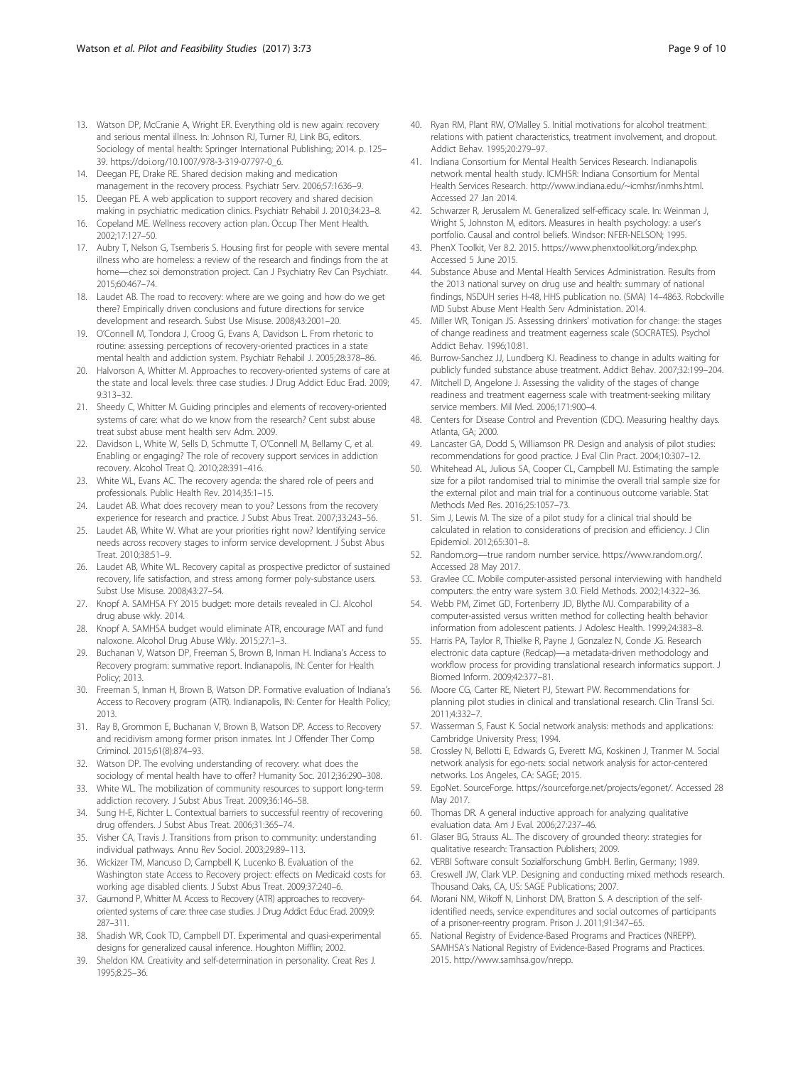13. Watson DP, McCranie A, Wright ER. Everything old is new again: recovery and serious mental illness. In: Johnson RJ, Turner RJ, Link BG, editors. Sociology of mental health: Springer International Publishing; 2014. p. 125–39. https://doi.org/10.1007/978-3-319-07797-0_6.
14. Deegan PE, Drake RE. Shared decision making and medication management in the recovery process. Psychiatr Serv. 2006;57:1636–9.
15. Deegan PE. A web application to support recovery and shared decision making in psychiatric medication clinics. Psychiatr Rehabil J. 2010;34:23–8.
16. Copeland ME. Wellness recovery action plan. Occup Ther Ment Health. 2002;17:127–50.
17. Aubry T, Nelson G, Tsemberis S. Housing first for people with severe mental illness who are homeless: a review of the research and findings from the at home—chez soi demonstration project. Can J Psychiatry Rev Can Psychiatr. 2015;60:467–74.
18. Laudet AB. The road to recovery: where are we going and how do we get there? Empirically driven conclusions and future directions for service development and research. Subst Use Misuse. 2008;43:2001–20.
19. O'Connell M, Tondora J, Croog G, Evans A, Davidson L. From rhetoric to routine: assessing perceptions of recovery-oriented practices in a state mental health and addiction system. Psychiatr Rehabil J. 2005;28:378–86.
20. Halvorson A, Whitter M. Approaches to recovery-oriented systems of care at the state and local levels: three case studies. J Drug Addict Educ Erad. 2009; 9:313–32.
21. Sheedy C, Whitter M. Guiding principles and elements of recovery-oriented systems of care: what do we know from the research? Cent subst abuse treat subst abuse ment health serv Adm. 2009.
22. Davidson L, White W, Sells D, Schmutte T, O'Connell M, Bellamy C, et al. Enabling or engaging? The role of recovery support services in addiction recovery. Alcohol Treat Q. 2010;28:391–416.
23. White WL, Evans AC. The recovery agenda: the shared role of peers and professionals. Public Health Rev. 2014;35:1–15.
24. Laudet AB. What does recovery mean to you? Lessons from the recovery experience for research and practice. J Subst Abus Treat. 2007;33:243–56.
25. Laudet AB, White W. What are your priorities right now? Identifying service needs across recovery stages to inform service development. J Subst Abus Treat. 2010;38:51–9.
26. Laudet AB, White WL. Recovery capital as prospective predictor of sustained recovery, life satisfaction, and stress among former poly-substance users. Subst Use Misuse. 2008;43:27–54.
27. Knopf A. SAMHSA FY 2015 budget: more details revealed in CJ. Alcohol drug abuse wkly. 2014.
28. Knopf A. SAMHSA budget would eliminate ATR, encourage MAT and fund naloxone. Alcohol Drug Abuse Wkly. 2015;27:1–3.
29. Buchanan V, Watson DP, Freeman S, Brown B, Inman H. Indiana's Access to Recovery program: summative report. Indianapolis, IN: Center for Health Policy; 2013.
30. Freeman S, Inman H, Brown B, Watson DP. Formative evaluation of Indiana's Access to Recovery program (ATR). Indianapolis, IN: Center for Health Policy; 2013.
31. Ray B, Grommon E, Buchanan V, Brown B, Watson DP. Access to Recovery and recidivism among former prison inmates. Int J Offender Ther Comp Criminol. 2015;61(8):874–93.
32. Watson DP. The evolving understanding of recovery: what does the sociology of mental health have to offer? Humanity Soc. 2012;36:290–308.
33. White WL. The mobilization of community resources to support long-term addiction recovery. J Subst Abus Treat. 2009;36:146–58.
34. Sung H-E, Richter L. Contextual barriers to successful reentry of recovering drug offenders. J Subst Abus Treat. 2006;31:365–74.
35. Visher CA, Travis J. Transitions from prison to community: understanding individual pathways. Annu Rev Sociol. 2003;29:89–113.
36. Wickizer TM, Mancuso D, Campbell K, Lucenko B. Evaluation of the Washington state Access to Recovery project: effects on Medicaid costs for working age disabled clients. J Subst Abus Treat. 2009;37:240–6.
37. Gaumond P, Whitter M. Access to Recovery (ATR) approaches to recovery-oriented systems of care: three case studies. J Drug Addict Educ Erad. 2009;9: 287–311.
38. Shadish WR, Cook TD, Campbell DT. Experimental and quasi-experimental designs for generalized causal inference. Houghton Mifflin; 2002.
39. Sheldon KM. Creativity and self-determination in personality. Creat Res J. 1995;8:25–36.
40. Ryan RM, Plant RW, O'Malley S. Initial motivations for alcohol treatment: relations with patient characteristics, treatment involvement, and dropout. Addict Behav. 1995;20:279–97.
41. Indiana Consortium for Mental Health Services Research. Indianapolis network mental health study. ICMHSR: Indiana Consortium for Mental Health Services Research. http://www.indiana.edu/~icmhsr/inmhs.html. Accessed 27 Jan 2014.
42. Schwarzer R, Jerusalem M. Generalized self-efficacy scale. In: Weinman J, Wright S, Johnston M, editors. Measures in health psychology: a user's portfolio. Causal and control beliefs. Windsor: NFER-NELSON; 1995.
43. PhenX Toolkit, Ver 8.2. 2015. https://www.phenxtoolkit.org/index.php. Accessed 5 June 2015.
44. Substance Abuse and Mental Health Services Administration. Results from the 2013 national survey on drug use and health: summary of national findings, NSDUH series H-48, HHS publication no. (SMA) 14–4863. Robckville MD Subst Abuse Ment Health Serv Administation. 2014.
45. Miller WR, Tonigan JS. Assessing drinkers' motivation for change: the stages of change readiness and treatment eagerness scale (SOCRATES). Psychol Addict Behav. 1996;10:81.
46. Burrow-Sanchez JJ, Lundberg KJ. Readiness to change in adults waiting for publicly funded substance abuse treatment. Addict Behav. 2007;32:199–204.
47. Mitchell D, Angelone J. Assessing the validity of the stages of change readiness and treatment eagerness scale with treatment-seeking military service members. Mil Med. 2006;171:900–4.
48. Centers for Disease Control and Prevention (CDC). Measuring healthy days. Atlanta, GA; 2000.
49. Lancaster GA, Dodd S, Williamson PR. Design and analysis of pilot studies: recommendations for good practice. J Eval Clin Pract. 2004;10:307–12.
50. Whitehead AL, Julious SA, Cooper CL, Campbell MJ. Estimating the sample size for a pilot randomised trial to minimise the overall trial sample size for the external pilot and main trial for a continuous outcome variable. Stat Methods Med Res. 2016;25:1057–73.
51. Sim J, Lewis M. The size of a pilot study for a clinical trial should be calculated in relation to considerations of precision and efficiency. J Clin Epidemiol. 2012;65:301–8.
52. Random.org—true random number service. https://www.random.org/. Accessed 28 May 2017.
53. Gravlee CC. Mobile computer-assisted personal interviewing with handheld computers: the entry ware system 3.0. Field Methods. 2002;14:322–36.
54. Webb PM, Zimet GD, Fortenberry JD, Blythe MJ. Comparability of a computer-assisted versus written method for collecting health behavior information from adolescent patients. J Adolesc Health. 1999;24:383–8.
55. Harris PA, Taylor R, Thielke R, Payne J, Gonzalez N, Conde JG. Research electronic data capture (Redcap)—a metadata-driven methodology and workflow process for providing translational research informatics support. J Biomed Inform. 2009;42:377–81.
56. Moore CG, Carter RE, Nietert PJ, Stewart PW. Recommendations for planning pilot studies in clinical and translational research. Clin Transl Sci. 2011;4:332–7.
57. Wasserman S, Faust K. Social network analysis: methods and applications: Cambridge University Press; 1994.
58. Crossley N, Bellotti E, Edwards G, Everett MG, Koskinen J, Tranmer M. Social network analysis for ego-nets: social network analysis for actor-centered networks. Los Angeles, CA: SAGE; 2015.
59. EgoNet. SourceForge. https://sourceforge.net/projects/egonet/. Accessed 28 May 2017.
60. Thomas DR. A general inductive approach for analyzing qualitative evaluation data. Am J Eval. 2006;27:237–46.
61. Glaser BG, Strauss AL. The discovery of grounded theory: strategies for qualitative research: Transaction Publishers; 2009.
62. VERBI Software consult Sozialforschung GmbH. Berlin, Germany; 1989.
63. Creswell JW, Clark VLP. Designing and conducting mixed methods research. Thousand Oaks, CA, US: SAGE Publications; 2007.
64. Morani NM, Wikoff N, Linhorst DM, Bratton S. A description of the self-identified needs, service expenditures and social outcomes of participants of a prisoner-reentry program. Prison J. 2011;91:347–65.
65. National Registry of Evidence-Based Programs and Practices (NREPP). SAMHSA's National Registry of Evidence-Based Programs and Practices. 2015. http://www.samhsa.gov/nrepp.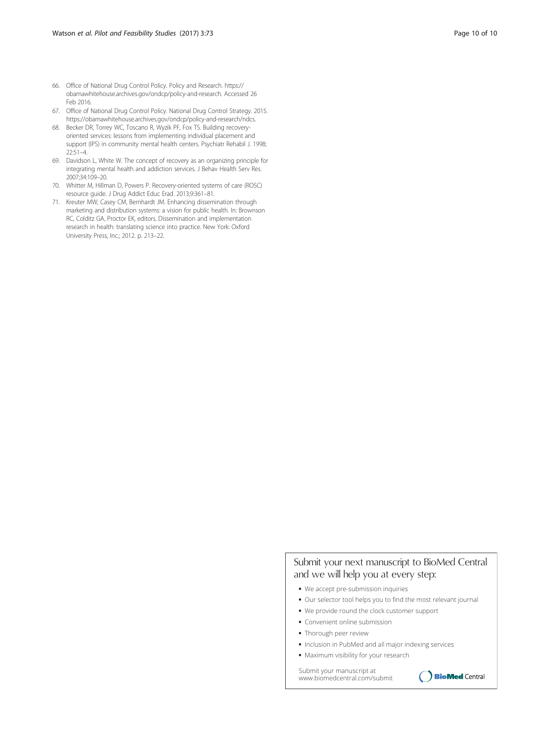66. Office of National Drug Control Policy. Policy and Research. https://obamawhitehouse.archives.gov/ondcp/policy-and-research. Accessed 26 Feb 2016.
67. Office of National Drug Control Policy. National Drug Control Strategy. 2015. https://obamawhitehouse.archives.gov/ondcp/policy-and-research/ndcs.
68. Becker DR, Torrey WC, Toscano R, Wyzik PF, Fox TS. Building recovery-oriented services: lessons from implementing individual placement and support (IPS) in community mental health centers. Psychiatr Rehabil J. 1998; 22:51–4.
69. Davidson L, White W. The concept of recovery as an organizing principle for integrating mental health and addiction services. J Behav Health Serv Res. 2007;34:109–20.
70. Whitter M, Hillman D, Powers P. Recovery-oriented systems of care (ROSC) resource guide. J Drug Addict Educ Erad. 2013;9:361–81.
71. Kreuter MW, Casey CM, Bernhardt JM. Enhancing dissemination through marketing and distribution systems: a vision for public health. In: Brownson RC, Colditz GA, Proctor EK, editors. Dissemination and implementation research in health: translating science into practice. New York: Oxford University Press, Inc.; 2012. p. 213–22.

Submit your next manuscript to BioMed Central and we will help you at every step:

- We accept pre-submission inquiries
- Our selector tool helps you to find the most relevant journal
- We provide round the clock customer support
- Convenient online submission
- Thorough peer review
- Inclusion in PubMed and all major indexing services
- Maximum visibility for your research

Submit your manuscript at www.biomedcentral.com/submit

BioMed Central